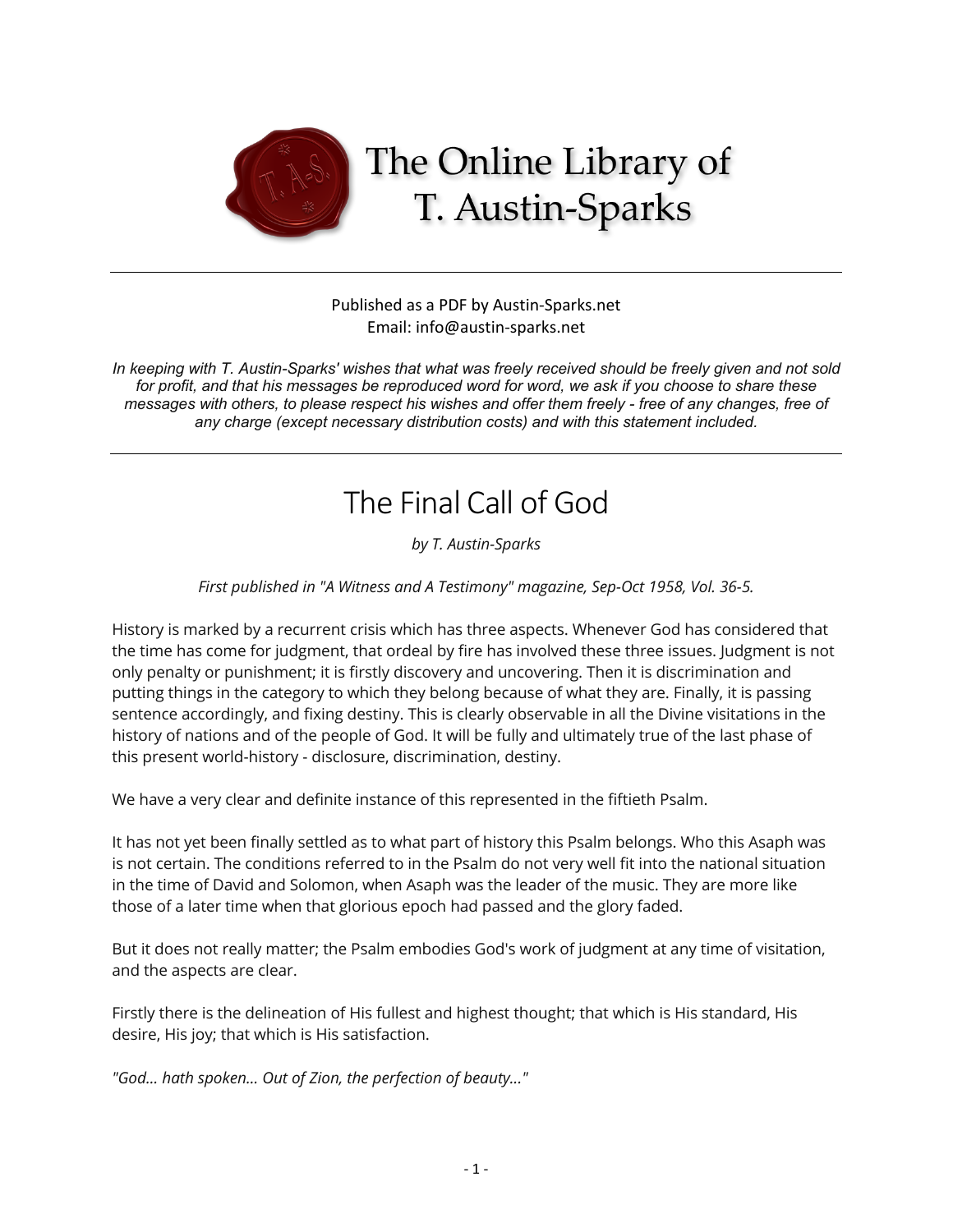# The Online Library of T. Austin-Sparks

Published as a PDF by Austin-Sparks.net
Email: info@austin-sparks.net

*In keeping with T. Austin-Sparks' wishes that what was freely received should be freely given and not sold for profit, and that his messages be reproduced word for word, we ask if you choose to share these messages with others, to please respect his wishes and offer them freely - free of any changes, free of any charge (except necessary distribution costs) and with this statement included.*

---

# The Final Call of God

*by T. Austin-Sparks*

*First published in "A Witness and A Testimony" magazine, Sep-Oct 1958, Vol. 36-5.*

History is marked by a recurrent crisis which has three aspects. Whenever God has considered that the time has come for judgment, that ordeal by fire has involved these three issues. Judgment is not only penalty or punishment; it is firstly discovery and uncovering. Then it is discrimination and putting things in the category to which they belong because of what they are. Finally, it is passing sentence accordingly, and fixing destiny. This is clearly observable in all the Divine visitations in the history of nations and of the people of God. It will be fully and ultimately true of the last phase of this present world-history - disclosure, discrimination, destiny.

We have a very clear and definite instance of this represented in the fiftieth Psalm.

It has not yet been finally settled as to what part of history this Psalm belongs. Who this Asaph was is not certain. The conditions referred to in the Psalm do not very well fit into the national situation in the time of David and Solomon, when Asaph was the leader of the music. They are more like those of a later time when that glorious epoch had passed and the glory faded.

But it does not really matter; the Psalm embodies God's work of judgment at any time of visitation, and the aspects are clear.

Firstly there is the delineation of His fullest and highest thought; that which is His standard, His desire, His joy; that which is His satisfaction.

*"God... hath spoken... Out of Zion, the perfection of beauty..."*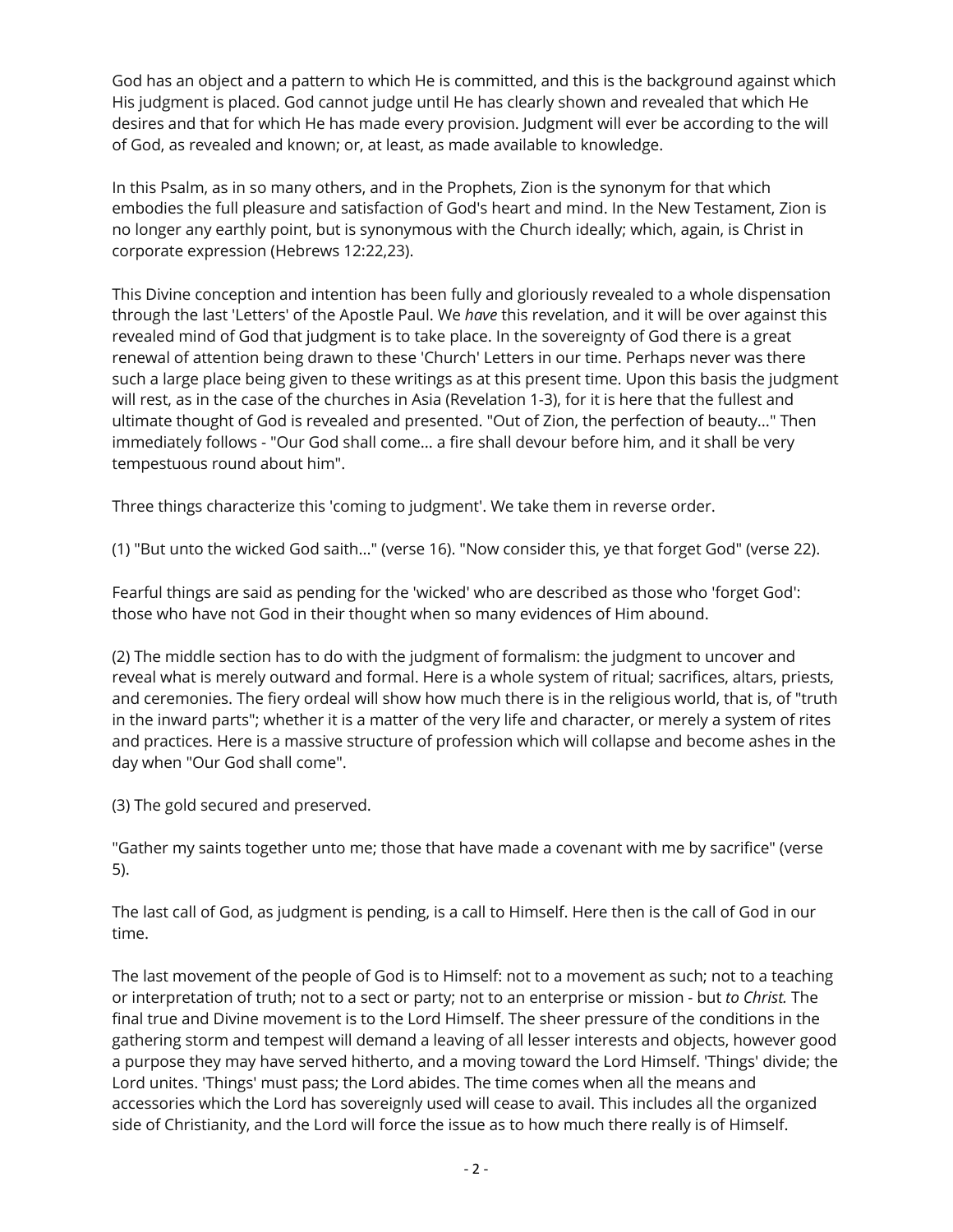God has an object and a pattern to which He is committed, and this is the background against which His judgment is placed. God cannot judge until He has clearly shown and revealed that which He desires and that for which He has made every provision. Judgment will ever be according to the will of God, as revealed and known; or, at least, as made available to knowledge.

In this Psalm, as in so many others, and in the Prophets, Zion is the synonym for that which embodies the full pleasure and satisfaction of God's heart and mind. In the New Testament, Zion is no longer any earthly point, but is synonymous with the Church ideally; which, again, is Christ in corporate expression (Hebrews 12:22,23).

This Divine conception and intention has been fully and gloriously revealed to a whole dispensation through the last 'Letters' of the Apostle Paul. We *have* this revelation, and it will be over against this revealed mind of God that judgment is to take place. In the sovereignty of God there is a great renewal of attention being drawn to these 'Church' Letters in our time. Perhaps never was there such a large place being given to these writings as at this present time. Upon this basis the judgment will rest, as in the case of the churches in Asia (Revelation 1-3), for it is here that the fullest and ultimate thought of God is revealed and presented. "Out of Zion, the perfection of beauty..." Then immediately follows - "Our God shall come... a fire shall devour before him, and it shall be very tempestuous round about him".

Three things characterize this 'coming to judgment'. We take them in reverse order.

(1) "But unto the wicked God saith..." (verse 16). "Now consider this, ye that forget God" (verse 22).

Fearful things are said as pending for the 'wicked' who are described as those who 'forget God': those who have not God in their thought when so many evidences of Him abound.

(2) The middle section has to do with the judgment of formalism: the judgment to uncover and reveal what is merely outward and formal. Here is a whole system of ritual; sacrifices, altars, priests, and ceremonies. The fiery ordeal will show how much there is in the religious world, that is, of "truth in the inward parts"; whether it is a matter of the very life and character, or merely a system of rites and practices. Here is a massive structure of profession which will collapse and become ashes in the day when "Our God shall come".

(3) The gold secured and preserved.

"Gather my saints together unto me; those that have made a covenant with me by sacrifice" (verse 5).

The last call of God, as judgment is pending, is a call to Himself. Here then is the call of God in our time.

The last movement of the people of God is to Himself: not to a movement as such; not to a teaching or interpretation of truth; not to a sect or party; not to an enterprise or mission - but *to Christ.* The final true and Divine movement is to the Lord Himself. The sheer pressure of the conditions in the gathering storm and tempest will demand a leaving of all lesser interests and objects, however good a purpose they may have served hitherto, and a moving toward the Lord Himself. 'Things' divide; the Lord unites. 'Things' must pass; the Lord abides. The time comes when all the means and accessories which the Lord has sovereignly used will cease to avail. This includes all the organized side of Christianity, and the Lord will force the issue as to how much there really is of Himself.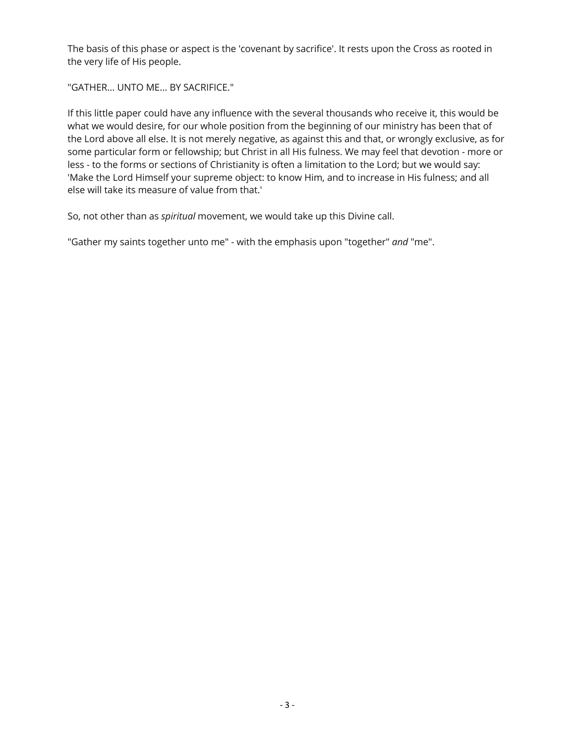The basis of this phase or aspect is the 'covenant by sacrifice'. It rests upon the Cross as rooted in the very life of His people.

"GATHER... UNTO ME... BY SACRIFICE."

If this little paper could have any influence with the several thousands who receive it, this would be what we would desire, for our whole position from the beginning of our ministry has been that of the Lord above all else. It is not merely negative, as against this and that, or wrongly exclusive, as for some particular form or fellowship; but Christ in all His fulness. We may feel that devotion - more or less - to the forms or sections of Christianity is often a limitation to the Lord; but we would say: 'Make the Lord Himself your supreme object: to know Him, and to increase in His fulness; and all else will take its measure of value from that.'

So, not other than as *spiritual* movement, we would take up this Divine call.

"Gather my saints together unto me" - with the emphasis upon "together" *and* "me".